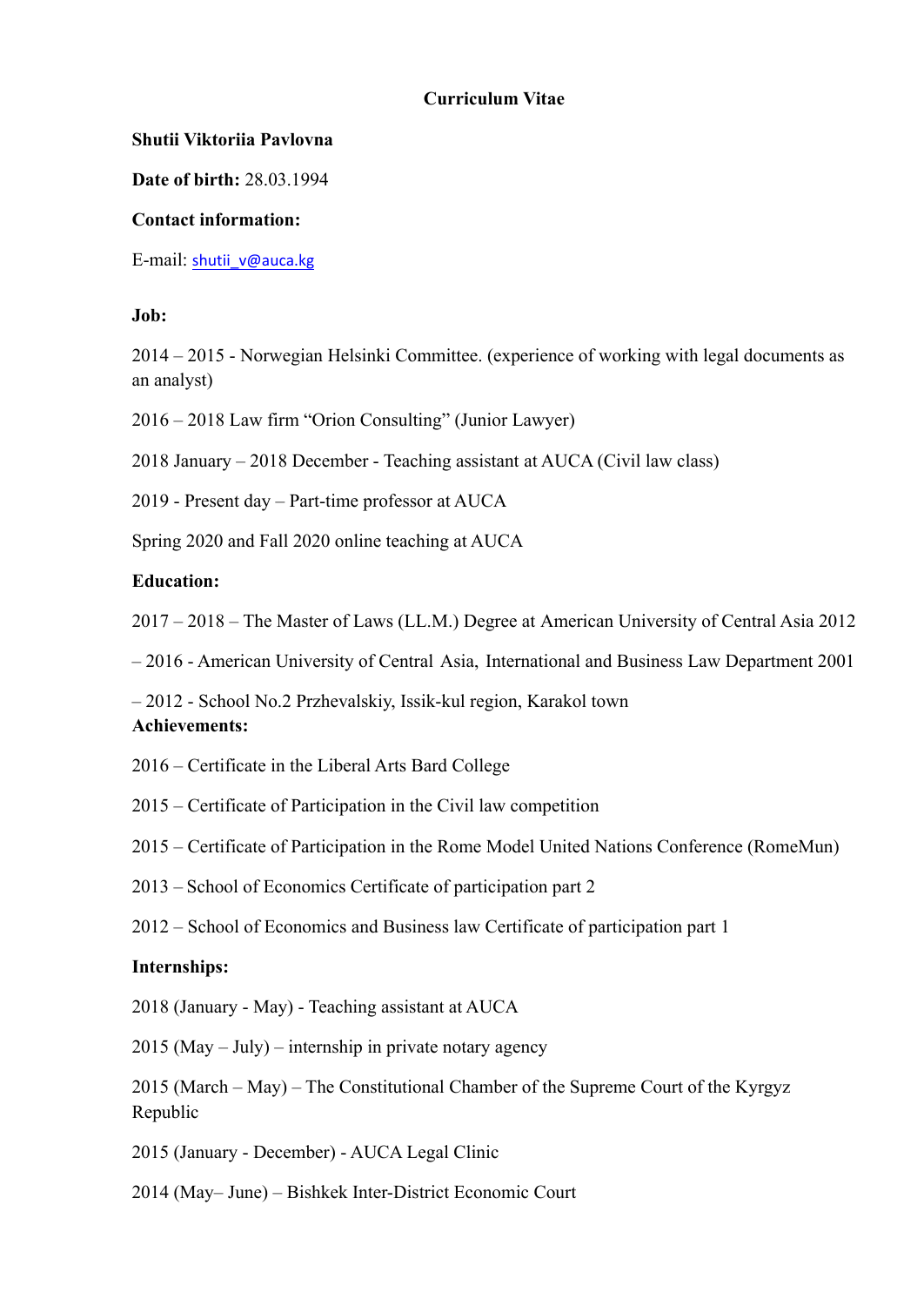**Curriculum Vitae**

**Shutii Viktoriia Pavlovna**

**Date of birth:** 28.03.1994

**Contact information:**

E-mail: shutii_v@auca.kg

**Job:**

2014 – 2015 - Norwegian Helsinki Committee. (experience of working with legal documents as an analyst)

2016 – 2018 Law firm "Orion Consulting" (Junior Lawyer)

2018 January – 2018 December - Teaching assistant at AUCA (Civil law class)

2019 - Present day – Part-time professor at AUCA

Spring 2020 and Fall 2020 online teaching at AUCA

**Education:**

2017 – 2018 – The Master of Laws (LL.M.) Degree at American University of Central Asia

2012 – 2016 - American University of Central Asia, International and Business Law Department

2001 – 2012 - School No.2 Przhevalskiy, Issik-kul region, Karakol town

**Achievements:**

2016 – Certificate in the Liberal Arts Bard College

2015 – Certificate of Participation in the Civil law competition

2015 – Certificate of Participation in the Rome Model United Nations Conference (RomeMun)

2013 – School of Economics Certificate of participation part 2

2012 – School of Economics and Business law Certificate of participation part 1

**Internships:**

2018 (January - May) - Teaching assistant at AUCA

2015 (May – July) – internship in private notary agency

2015 (March – May) – The Constitutional Chamber of the Supreme Court of the Kyrgyz Republic

2015 (January - December) - AUCA Legal Clinic

2014 (May– June) – Bishkek Inter-District Economic Court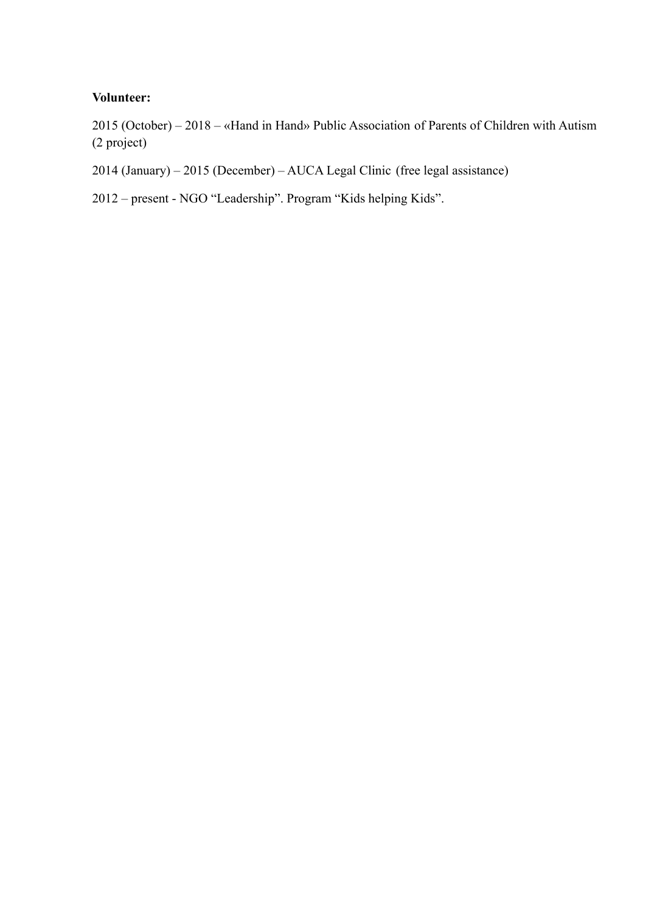**Volunteer:**

2015 (October) – 2018 – «Hand in Hand» Public Association of Parents of Children with Autism (2 project)

2014 (January) – 2015 (December) – AUCA Legal Clinic (free legal assistance)

2012 – present - NGO “Leadership”. Program “Kids helping Kids”.